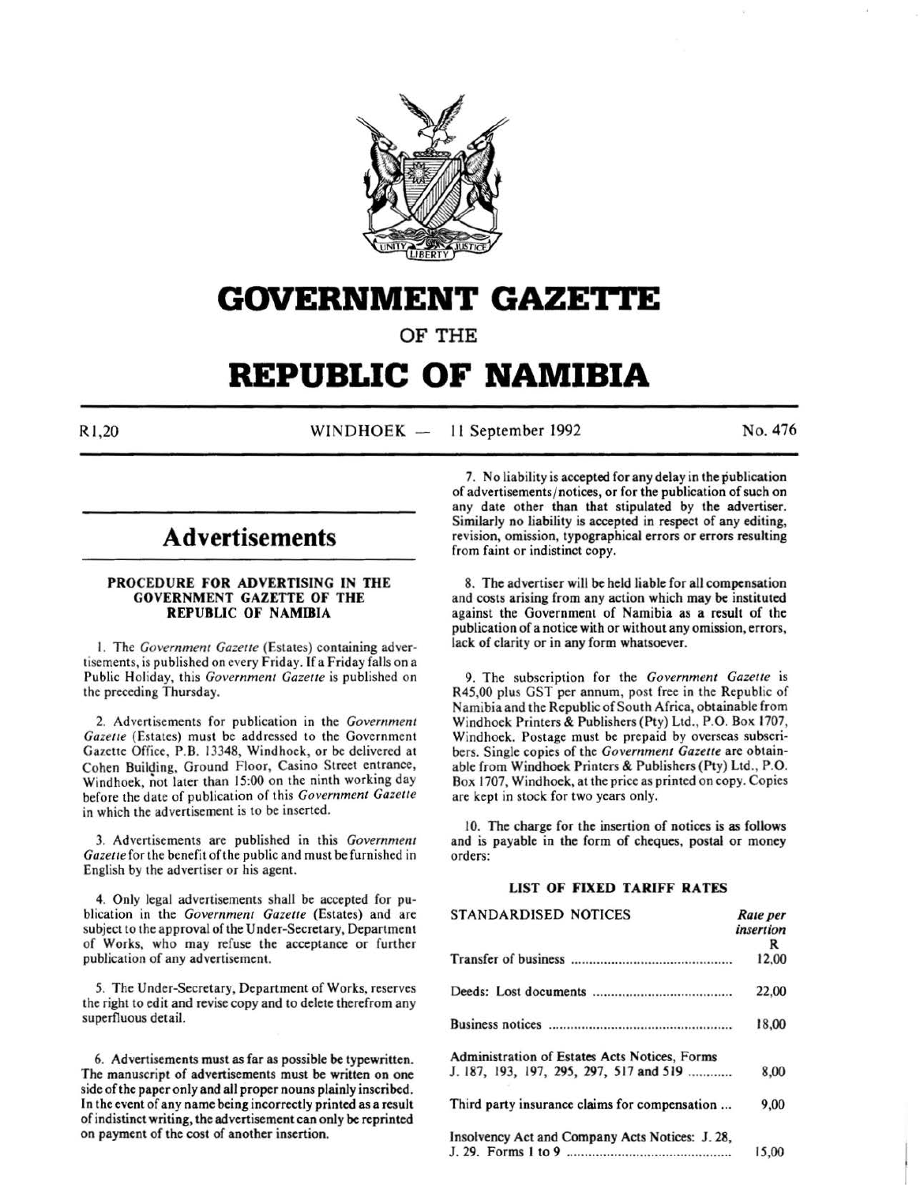# GOVERNMENT GAZETTE

## OF THE

# REPUBLIC OF NAMIBIA

R1,20 WINDHOEK — 11 September 1992 No. 476

## Advertisements

### PROCEDURE FOR ADVERTISING IN THE GOVERNMENT GAZETTE OF THE REPUBLIC OF NAMIBIA

1. The *Government Gazette* (Estates) containing advertisements, is published on every Friday. If a Friday falls on a Public Holiday, this *Government Gazette* is published on the preceding Thursday.

2. Advertisements for publication in the *Government Gazette* (Estates) must be addressed to the Government Gazette Office, P.B. 13348, Windhoek, or be delivered at Cohen Building, Ground Floor, Casino Street entrance, Windhoek, not later than 15:00 on the ninth working day before the date of publication of this *Government Gazette* in which the advertisement is to be inserted.

3. Advertisements are published in this *Government Gazette* for the benefit of the public and must be furnished in English by the advertiser or his agent.

4. Only legal advertisements shall be accepted for publication in the *Government Gazette* (Estates) and are subject to the approval of the Under-Secretary, Department of Works, who may refuse the acceptance or further publication of any advertisement.

5. The Under-Secretary, Department of Works, reserves the right to edit and revise copy and to delete therefrom any superfluous detail.

6. Advertisements must as far as possible be typewritten. The manuscript of advertisements must be written on one side of the paper only and all proper nouns plainly inscribed. In the event of any name being incorrectly printed as a result of indistinct writing, the advertisement can only be reprinted on payment of the cost of another insertion.

7. No liability is accepted for any delay in the publication of advertisements/notices, or for the publication of such on any date other than that stipulated by the advertiser. Similarly no liability is accepted in respect of any editing, revision, omission, typographical errors or errors resulting from faint or indistinct copy.

8. The advertiser will be held liable for all compensation and costs arising from any action which may be instituted against the Government of Namibia as a result of the publication of a notice with or without any omission, errors, lack of clarity or in any form whatsoever.

9. The subscription for the *Government Gazette* is R45,00 plus GST per annum, post free in the Republic of Namibia and the Republic of South Africa, obtainable from Windhoek Printers & Publishers (Pty) Ltd., P.O. Box 1707, Windhoek. Postage must be prepaid by overseas subscribers. Single copies of the *Government Gazette* are obtainable from Windhoek Printers & Publishers (Pty) Ltd., P.O. Box 1707, Windhoek, at the price as printed on copy. Copies are kept in stock for two years only.

10. The charge for the insertion of notices is as follows and is payable in the form of cheques, postal or money orders:

#### LIST OF FIXED TARIFF RATES

| STANDARDISED NOTICES | *Rate per insertion* R |
|---|---|
| Transfer of business | 12,00 |
| Deeds: Lost documents | 22,00 |
| Business notices | 18,00 |
| Administration of Estates Acts Notices, Forms J. 187, 193, 197, 295, 297, 517 and 519 | 8,00 |
| Third party insurance claims for compensation ... | 9,00 |
| Insolvency Act and Company Acts Notices: J. 28, J. 29. Forms 1 to 9 | 15,00 |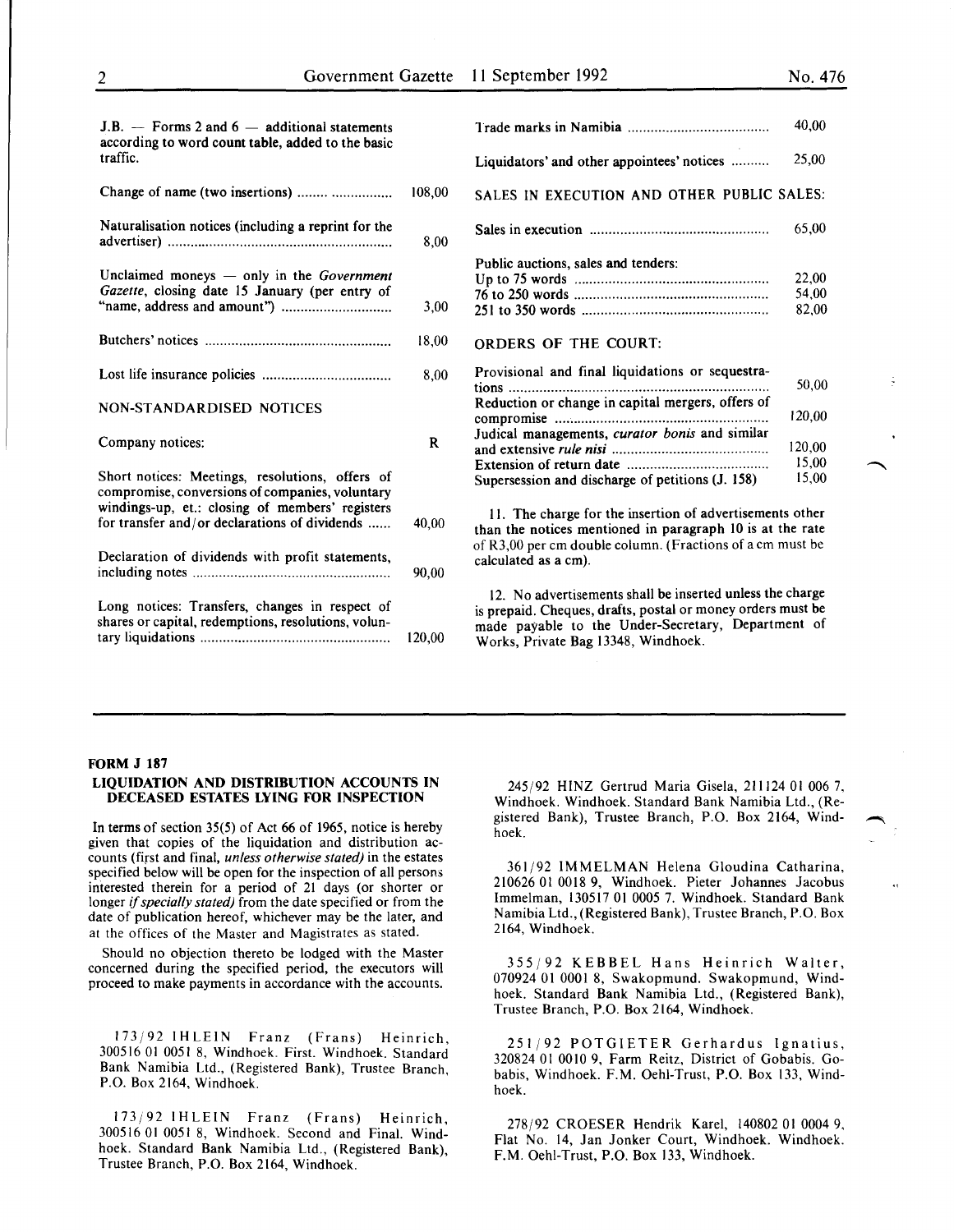| | |
|---|---|
| J.B. — Forms 2 and 6 — additional statements according to word count table, added to the basic traffic. | |
| Change of name (two insertions) | 108,00 |
| Naturalisation notices (including a reprint for the advertiser) | 8,00 |
| Unclaimed moneys — only in the *Government Gazette*, closing date 15 January (per entry of "name, address and amount") | 3,00 |
| Butchers' notices | 18,00 |
| Lost life insurance policies | 8,00 |

NON-STANDARDISED NOTICES

| | |
|---|---|
| Company notices: | R |
| Short notices: Meetings, resolutions, offers of compromise, conversions of companies, voluntary windings-up, et.: closing of members' registers for transfer and/or declarations of dividends | 40,00 |
| Declaration of dividends with profit statements, including notes | 90,00 |
| Long notices: Transfers, changes in respect of shares or capital, redemptions, resolutions, voluntary liquidations | 120,00 |
| Trade marks in Namibia | 40,00 |
| Liquidators' and other appointees' notices | 25,00 |

SALES IN EXECUTION AND OTHER PUBLIC SALES:

| | |
|---|---|
| Sales in execution | 65,00 |
| Public auctions, sales and tenders: | |
| Up to 75 words | 22,00 |
| 76 to 250 words | 54,00 |
| 251 to 350 words | 82,00 |

ORDERS OF THE COURT:

| | |
|---|---|
| Provisional and final liquidations or sequestrations | 50,00 |
| Reduction or change in capital mergers, offers of compromise | 120,00 |
| Judical managements, *curator bonis* and similar and extensive *rule nisi* | 120,00 |
| Extension of return date | 15,00 |
| Supersession and discharge of petitions (J. 158) | 15,00 |

11. The charge for the insertion of advertisements other than the notices mentioned in paragraph 10 is at the rate of R3,00 per cm double column. (Fractions of a cm must be calculated as a cm).

12. No advertisements shall be inserted unless the charge is prepaid. Cheques, drafts, postal or money orders must be made payable to the Under-Secretary, Department of Works, Private Bag 13348, Windhoek.

---

**FORM J 187**

**LIQUIDATION AND DISTRIBUTION ACCOUNTS IN DECEASED ESTATES LYING FOR INSPECTION**

In terms of section 35(5) of Act 66 of 1965, notice is hereby given that copies of the liquidation and distribution accounts (first and final, *unless otherwise stated)* in the estates specified below will be open for the inspection of all persons interested therein for a period of 21 days (or shorter or longer *if specially stated)* from the date specified or from the date of publication hereof, whichever may be the later, and at the offices of the Master and Magistrates as stated.

Should no objection thereto be lodged with the Master concerned during the specified period, the executors will proceed to make payments in accordance with the accounts.

173/92 IHLEIN Franz (Frans) Heinrich, 300516 01 0051 8, Windhoek. First. Windhoek. Standard Bank Namibia Ltd., (Registered Bank), Trustee Branch, P.O. Box 2164, Windhoek.

173/92 IHLEIN Franz (Frans) Heinrich, 300516 01 0051 8, Windhoek. Second and Final. Windhoek. Standard Bank Namibia Ltd., (Registered Bank), Trustee Branch, P.O. Box 2164, Windhoek.

245/92 HINZ Gertrud Maria Gisela, 211124 01 006 7, Windhoek. Windhoek. Standard Bank Namibia Ltd., (Registered Bank), Trustee Branch, P.O. Box 2164, Windhoek.

361/92 IMMELMAN Helena Gloudina Catharina, 210626 01 0018 9, Windhoek. Pieter Johannes Jacobus Immelman, 130517 01 0005 7. Windhoek. Standard Bank Namibia Ltd., (Registered Bank), Trustee Branch, P.O. Box 2164, Windhoek.

355/92 KEBBEL Hans Heinrich Walter, 070924 01 0001 8, Swakopmund. Swakopmund, Windhoek. Standard Bank Namibia Ltd., (Registered Bank), Trustee Branch, P.O. Box 2164, Windhoek.

251/92 POTGIETER Gerhardus Ignatius, 320824 01 0010 9, Farm Reitz, District of Gobabis. Gobabis, Windhoek. F.M. Oehl-Trust, P.O. Box 133, Windhoek.

278/92 CROESER Hendrik Karel, 140802 01 0004 9, Flat No. 14, Jan Jonker Court, Windhoek. Windhoek. F.M. Oehl-Trust, P.O. Box 133, Windhoek.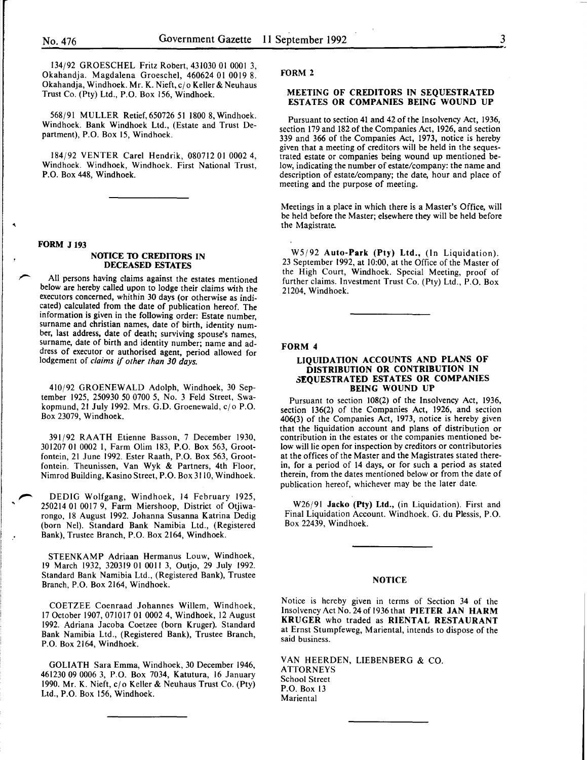134/92 GROESCHEL Fritz Robert, 431030 01 0001 3, Okahandja. Magdalena Groeschel, 460624 01 0019 8. Okahandja, Windhoek. Mr. K. Nieft, c/o Keller & Neuhaus Trust Co. (Pty) Ltd., P.O. Box 156, Windhoek.

568/91 MULLER Retief, 650726 51 1800 8, Windhoek. Windhoek. Bank Windhoek Ltd., (Estate and Trust Department), P.O. Box 15, Windhoek.

184/92 VENTER Carel Hendrik, 080712 01 0002 4, Windhoek. Windhoek, Windhoek. First National Trust, P.O. Box 448, Windhoek.

**FORM J 193**

## NOTICE TO CREDITORS IN DECEASED ESTATES

All persons having claims against the estates mentioned below are hereby called upon to lodge their claims with the executors concerned, whithin 30 days (or otherwise as indicated) calculated from the date of publication hereof. The information is given in the following order: Estate number, surname and christian names, date of birth, identity number, last address, date of death; surviving spouse's names, surname, date of birth and identity number; name and address of executor or authorised agent, period allowed for lodgement of *claims if other than 30 days.*

410/92 GROENEWALD Adolph, Windhoek, 30 September 1925, 250930 50 0700 5, No. 3 Feld Street, Swakopmund, 21 July 1992. Mrs. G.D. Groenewald, c/o P.O. Box 23079, Windhoek.

391/92 RAATH Etienne Basson, 7 December 1930, 301207 01 0002 1, Farm Olim 183, P.O. Box 563, Grootfontein, 21 June 1992. Ester Raath, P.O. Box 563, Grootfontein. Theunissen, Van Wyk & Partners, 4th Floor, Nimrod Building, Kasino Street, P.O. Box 3110, Windhoek.

DEDIG Wolfgang, Windhoek, 14 February 1925, 250214 01 0017 9, Farm Miershoop, District of Otjiwarongo, 18 August 1992. Johanna Susanna Katrina Dedig (born Nel). Standard Bank Namibia Ltd., (Registered Bank), Trustee Branch, P.O. Box 2164, Windhoek.

STEENKAMP Adriaan Hermanus Louw, Windhoek, 19 March 1932, 320319 01 0011 3, Outjo, 29 July 1992. Standard Bank Namibia Ltd., (Registered Bank), Trustee Branch, P.O. Box 2164, Windhoek.

COETZEE Coenraad Johannes Willem, Windhoek, 17 October 1907, 071017 01 0002 4, Windhoek, 12 August 1992. Adriana Jacoba Coetzee (born Kruger). Standard Bank Namibia Ltd., (Registered Bank), Trustee Branch, P.O. Box 2164, Windhoek.

GOLIATH Sara Emma, Windhoek, 30 December 1946, 461230 09 0006 3, P.O. Box 7034, Katutura, 16 January 1990. Mr. K. Nieft, c/o Keller & Neuhaus Trust Co. (Pty) Ltd., P.O. Box 156, Windhoek.

**FORM 2**

## MEETING OF CREDITORS IN SEQUESTRATED ESTATES OR COMPANIES BEING WOUND UP

Pursuant to section 41 and 42 of the Insolvency Act, 1936, section 179 and 182 of the Companies Act, 1926, and section 339 and 366 of the Companies Act, 1973, notice is hereby given that a meeting of creditors will be held in the sequestrated estate or companies being wound up mentioned below, indicating the number of estate/company: the name and description of estate/company; the date, hour and place of meeting and the purpose of meeting.

Meetings in a place in which there is a Master's Office, will be held before the Master; elsewhere they will be held before the Magistrate.

W5/92 **Auto-Park (Pty) Ltd.,** (In Liquidation). 23 September 1992, at 10:00, at the Office of the Master of the High Court, Windhoek. Special Meeting, proof of further claims. Investment Trust Co. (Pty) Ltd., P.O. Box 21204, Windhoek.

**FORM 4**

## LIQUIDATION ACCOUNTS AND PLANS OF DISTRIBUTION OR CONTRIBUTION IN SEQUESTRATED ESTATES OR COMPANIES BEING WOUND UP

Pursuant to section 108(2) of the Insolvency Act, 1936, section 136(2) of the Companies Act, 1926, and section 406(3) of the Companies Act, 1973, notice is hereby given that the liquidation account and plans of distribution or contribution in the estates or the companies mentioned below will lie open for inspection by creditors or contributories at the offices of the Master and the Magistrates stated therein, for a period of 14 days, or for such a period as stated therein, from the dates mentioned below or from the date of publication hereof, whichever may be the later date.

W26/91 **Jacko (Pty) Ltd.,** (in Liquidation). First and Final Liquidation Account. Windhoek. G. du Plessis, P.O. Box 22439, Windhoek.

## NOTICE

Notice is hereby given in terms of Section 34 of the Insolvency Act No. 24 of 1936 that **PIETER JAN HARM KRUGER** who traded as **RIENTAL RESTAURANT** at Ernst Stumpfeweg, Mariental, intends to dispose of the said business.

VAN HEERDEN, LIEBENBERG & CO.
ATTORNEYS
School Street
P.O. Box 13
Mariental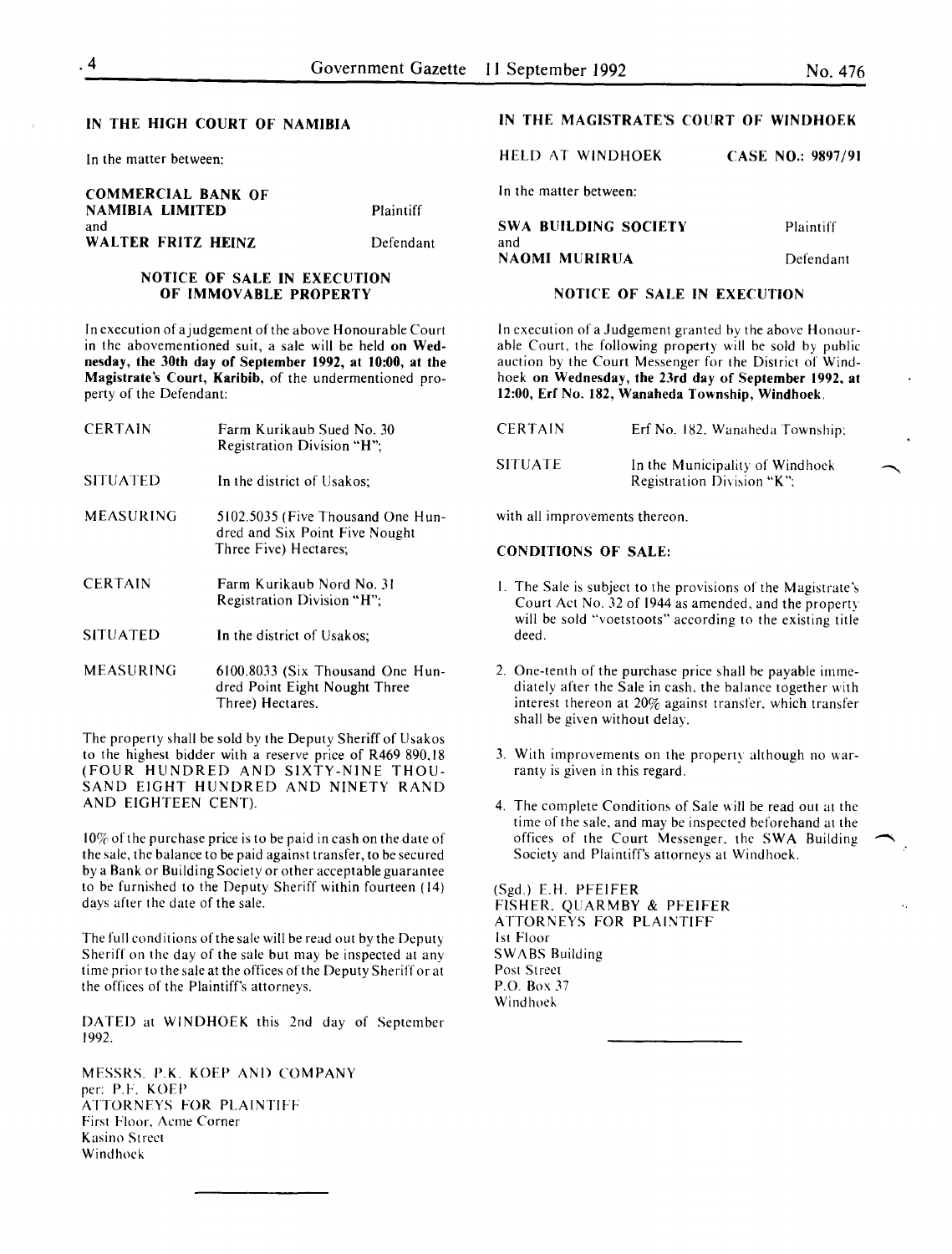## IN THE HIGH COURT OF NAMIBIA

In the matter between:

| | |
|---|---|
| **COMMERCIAL BANK OF NAMIBIA LIMITED** | Plaintiff |
| and | |
| **WALTER FRITZ HEINZ** | Defendant |

### NOTICE OF SALE IN EXECUTION OF IMMOVABLE PROPERTY

In execution of a judgement of the above Honourable Court in the abovementioned suit, a sale will be held **on Wednesday, the 30th day of September 1992, at 10:00, at the Magistrate's Court, Karibib,** of the undermentioned property of the Defendant:

| | |
|---|---|
| CERTAIN | Farm Kurikaub Sued No. 30 Registration Division "H"; |
| SITUATED | In the district of Usakos; |
| MEASURING | 5102.5035 (Five Thousand One Hundred and Six Point Five Nought Three Five) Hectares; |
| CERTAIN | Farm Kurikaub Nord No. 31 Registration Division "H"; |
| SITUATED | In the district of Usakos; |
| MEASURING | 6100.8033 (Six Thousand One Hundred Point Eight Nought Three Three) Hectares. |

The property shall be sold by the Deputy Sheriff of Usakos to the highest bidder with a reserve price of R469 890,18 (FOUR HUNDRED AND SIXTY-NINE THOUSAND EIGHT HUNDRED AND NINETY RAND AND EIGHTEEN CENT).

10% of the purchase price is to be paid in cash on the date of the sale, the balance to be paid against transfer, to be secured by a Bank or Building Society or other acceptable guarantee to be furnished to the Deputy Sheriff within fourteen (14) days after the date of the sale.

The full conditions of the sale will be read out by the Deputy Sheriff on the day of the sale but may be inspected at any time prior to the sale at the offices of the Deputy Sheriff or at the offices of the Plaintiff's attorneys.

DATED at WINDHOEK this 2nd day of September 1992.

MESSRS. P.K. KOEP AND COMPANY
per: P.F. KOEP
ATTORNEYS FOR PLAINTIFF
First Floor, Acme Corner
Kasino Street
Windhoek

---

## IN THE MAGISTRATE'S COURT OF WINDHOEK

HELD AT WINDHOEK CASE NO.: 9897/91

In the matter between:

| | |
|---|---|
| **SWA BUILDING SOCIETY** | Plaintiff |
| and | |
| **NAOMI MURIRUA** | Defendant |

### NOTICE OF SALE IN EXECUTION

In execution of a Judgement granted by the above Honourable Court, the following property will be sold by public auction by the Court Messenger for the District of Windhoek **on Wednesday, the 23rd day of September 1992, at 12:00, Erf No. 182, Wanaheda Township, Windhoek.**

| | |
|---|---|
| CERTAIN | Erf No. 182, Wanaheda Township; |
| SITUATE | In the Municipality of Windhoek Registration Division "K"; |

with all improvements thereon.

**CONDITIONS OF SALE:**

1. The Sale is subject to the provisions of the Magistrate's Court Act No. 32 of 1944 as amended, and the property will be sold "voetstoots" according to the existing title deed.
2. One-tenth of the purchase price shall be payable immediately after the Sale in cash, the balance together with interest thereon at 20% against transfer, which transfer shall be given without delay.
3. With improvements on the property although no warranty is given in this regard.
4. The complete Conditions of Sale will be read out at the time of the sale, and may be inspected beforehand at the offices of the Court Messenger, the SWA Building Society and Plaintiff's attorneys at Windhoek.

(Sgd.) E.H. PFEIFER
FISHER, QUARMBY & PFEIFER
ATTORNEYS FOR PLAINTIFF
1st Floor
SWABS Building
Post Street
P.O. Box 37
Windhoek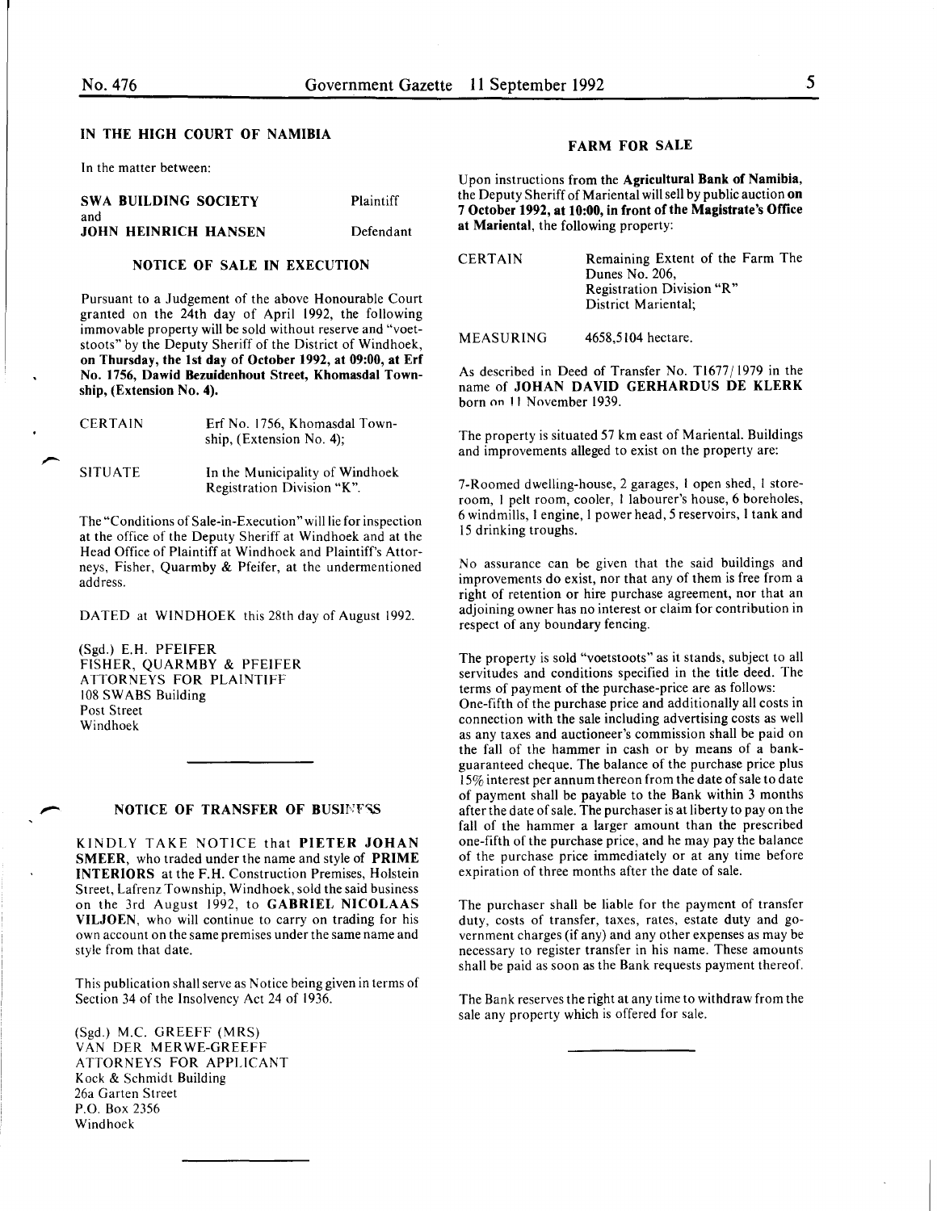## IN THE HIGH COURT OF NAMIBIA

In the matter between:

| | |
|---|---|
| **SWA BUILDING SOCIETY** | Plaintiff |
| and | |
| **JOHN HEINRICH HANSEN** | Defendant |

### NOTICE OF SALE IN EXECUTION

Pursuant to a Judgement of the above Honourable Court granted on the 24th day of April 1992, the following immovable property will be sold without reserve and "voetstoots" by the Deputy Sheriff of the District of Windhoek, **on Thursday, the 1st day of October 1992, at 09:00, at Erf No. 1756, Dawid Bezuidenhout Street, Khomasdal Township, (Extension No. 4).**

| | |
|---|---|
| CERTAIN | Erf No. 1756, Khomasdal Township, (Extension No. 4); |
| SITUATE | In the Municipality of Windhoek Registration Division "K". |

The "Conditions of Sale-in-Execution" will lie for inspection at the office of the Deputy Sheriff at Windhoek and at the Head Office of Plaintiff at Windhoek and Plaintiff's Attorneys, Fisher, Quarmby & Pfeifer, at the undermentioned address.

DATED at WINDHOEK this 28th day of August 1992.

(Sgd.) E.H. PFEIFER
FISHER, QUARMBY & PFEIFER
ATTORNEYS FOR PLAINTIFF
108 SWABS Building
Post Street
Windhoek

---

### NOTICE OF TRANSFER OF BUSINESS

KINDLY TAKE NOTICE that **PIETER JOHAN SMEER**, who traded under the name and style of **PRIME INTERIORS** at the F.H. Construction Premises, Holstein Street, Lafrenz Township, Windhoek, sold the said business on the 3rd August 1992, to **GABRIEL NICOLAAS VILJOEN**, who will continue to carry on trading for his own account on the same premises under the same name and style from that date.

This publication shall serve as Notice being given in terms of Section 34 of the Insolvency Act 24 of 1936.

(Sgd.) M.C. GREEFF (MRS)
VAN DER MERWE-GREEFF
ATTORNEYS FOR APPLICANT
Kock & Schmidt Building
26a Garten Street
P.O. Box 2356
Windhoek

---

### FARM FOR SALE

Upon instructions from the **Agricultural Bank of Namibia**, the Deputy Sheriff of Mariental will sell by public auction **on 7 October 1992, at 10:00, in front of the Magistrate's Office at Mariental**, the following property:

| | |
|---|---|
| CERTAIN | Remaining Extent of the Farm The Dunes No. 206, Registration Division "R" District Mariental; |
| MEASURING | 4658,5104 hectare. |

As described in Deed of Transfer No. T1677/1979 in the name of **JOHAN DAVID GERHARDUS DE KLERK** born on 11 November 1939.

The property is situated 57 km east of Mariental. Buildings and improvements alleged to exist on the property are:

7-Roomed dwelling-house, 2 garages, 1 open shed, 1 storeroom, 1 pelt room, cooler, 1 labourer's house, 6 boreholes, 6 windmills, 1 engine, 1 power head, 5 reservoirs, 1 tank and 15 drinking troughs.

No assurance can be given that the said buildings and improvements do exist, nor that any of them is free from a right of retention or hire purchase agreement, nor that an adjoining owner has no interest or claim for contribution in respect of any boundary fencing.

The property is sold "voetstoots" as it stands, subject to all servitudes and conditions specified in the title deed. The terms of payment of the purchase-price are as follows:
One-fifth of the purchase price and additionally all costs in connection with the sale including advertising costs as well as any taxes and auctioneer's commission shall be paid on the fall of the hammer in cash or by means of a bank-guaranteed cheque. The balance of the purchase price plus 15% interest per annum thereon from the date of sale to date of payment shall be payable to the Bank within 3 months after the date of sale. The purchaser is at liberty to pay on the fall of the hammer a larger amount than the prescribed one-fifth of the purchase price, and he may pay the balance of the purchase price immediately or at any time before expiration of three months after the date of sale.

The purchaser shall be liable for the payment of transfer duty, costs of transfer, taxes, rates, estate duty and government charges (if any) and any other expenses as may be necessary to register transfer in his name. These amounts shall be paid as soon as the Bank requests payment thereof.

The Bank reserves the right at any time to withdraw from the sale any property which is offered for sale.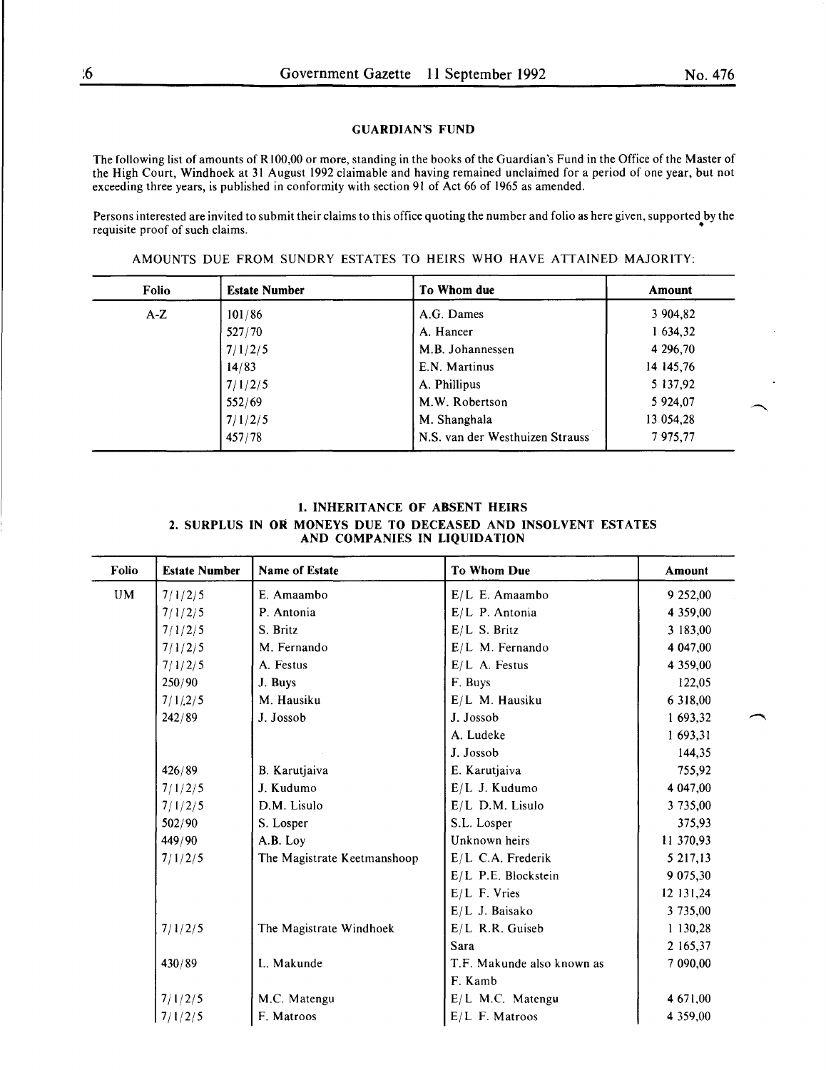## GUARDIAN'S FUND

The following list of amounts of R100,00 or more, standing in the books of the Guardian's Fund in the Office of the Master of the High Court, Windhoek at 31 August 1992 claimable and having remained unclaimed for a period of one year, but not exceeding three years, is published in conformity with section 91 of Act 66 of 1965 as amended.

Persons interested are invited to submit their claims to this office quoting the number and folio as here given, supported by the requisite proof of such claims.

AMOUNTS DUE FROM SUNDRY ESTATES TO HEIRS WHO HAVE ATTAINED MAJORITY:

| Folio | Estate Number | To Whom due | Amount |
|---|---|---|---|
| A-Z | 101/86 | A.G. Dames | 3 904,82 |
| | 527/70 | A. Hancer | 1 634,32 |
| | 7/1/2/5 | M.B. Johannessen | 4 296,70 |
| | 14/83 | E.N. Martinus | 14 145,76 |
| | 7/1/2/5 | A. Phillipus | 5 137,92 |
| | 552/69 | M.W. Robertson | 5 924,07 |
| | 7/1/2/5 | M. Shanghala | 13 054,28 |
| | 457/78 | N.S. van der Westhuizen Strauss | 7 975,77 |

### 1. INHERITANCE OF ABSENT HEIRS
### 2. SURPLUS IN OR MONEYS DUE TO DECEASED AND INSOLVENT ESTATES AND COMPANIES IN LIQUIDATION

| Folio | Estate Number | Name of Estate | To Whom Due | Amount |
|---|---|---|---|---|
| UM | 7/1/2/5 | E. Amaambo | E/L E. Amaambo | 9 252,00 |
| | 7/1/2/5 | P. Antonia | E/L P. Antonia | 4 359,00 |
| | 7/1/2/5 | S. Britz | E/L S. Britz | 3 183,00 |
| | 7/1/2/5 | M. Fernando | E/L M. Fernando | 4 047,00 |
| | 7/1/2/5 | A. Festus | E/L A. Festus | 4 359,00 |
| | 250/90 | J. Buys | F. Buys | 122,05 |
| | 7/1/2/5 | M. Hausiku | E/L M. Hausiku | 6 318,00 |
| | 242/89 | J. Jossob | J. Jossob | 1 693,32 |
| | | | A. Ludeke | 1 693,31 |
| | | | J. Jossob | 144,35 |
| | 426/89 | B. Karutjaiva | E. Karutjaiva | 755,92 |
| | 7/1/2/5 | J. Kudumo | E/L J. Kudumo | 4 047,00 |
| | 7/1/2/5 | D.M. Lisulo | E/L D.M. Lisulo | 3 735,00 |
| | 502/90 | S. Losper | S.L. Losper | 375,93 |
| | 449/90 | A.B. Loy | Unknown heirs | 11 370,93 |
| | 7/1/2/5 | The Magistrate Keetmanshoop | E/L C.A. Frederik | 5 217,13 |
| | | | E/L P.E. Blockstein | 9 075,30 |
| | | | E/L F. Vries | 12 131,24 |
| | | | E/L J. Baisako | 3 735,00 |
| | 7/1/2/5 | The Magistrate Windhoek | E/L R.R. Guiseb | 1 130,28 |
| | | | Sara | 2 165,37 |
| | 430/89 | L. Makunde | T.F. Makunde also known as F. Kamb | 7 090,00 |
| | 7/1/2/5 | M.C. Matengu | E/L M.C. Matengu | 4 671,00 |
| | 7/1/2/5 | F. Matroos | E/L F. Matroos | 4 359,00 |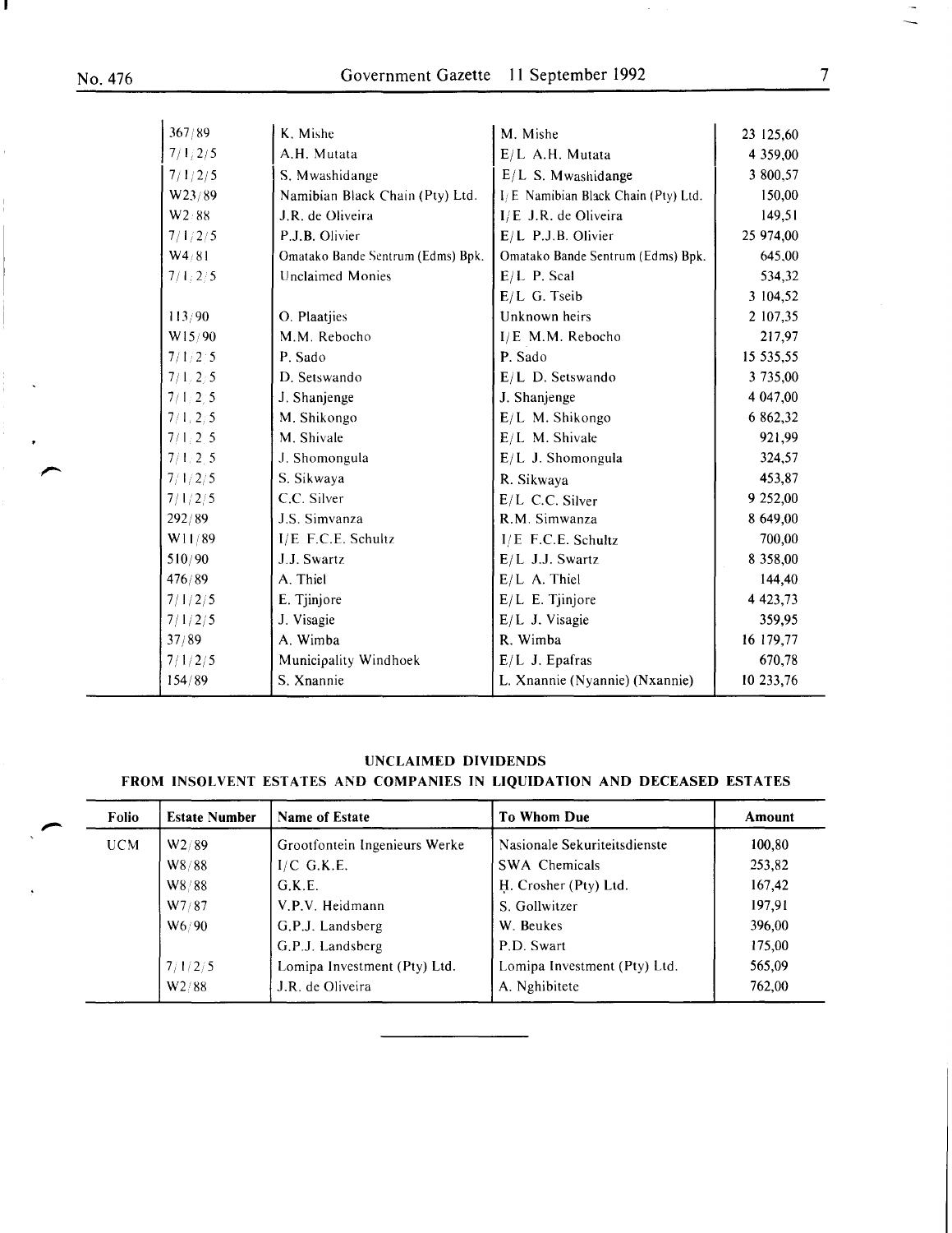| | | | |
|---|---|---|---|
| 367/89 | K. Mishe | M. Mishe | 23 125,60 |
| 7/1/2/5 | A.H. Mutata | E/L A.H. Mutata | 4 359,00 |
| 7/1/2/5 | S. Mwashidange | E/L S. Mwashidange | 3 800,57 |
| W23/89 | Namibian Black Chain (Pty) Ltd. | I/E Namibian Black Chain (Pty) Ltd. | 150,00 |
| W2/88 | J.R. de Oliveira | I/E J.R. de Oliveira | 149,51 |
| 7/1/2/5 | P.J.B. Olivier | E/L P.J.B. Olivier | 25 974,00 |
| W4/81 | Omatako Bande Sentrum (Edms) Bpk. | Omatako Bande Sentrum (Edms) Bpk. | 645,00 |
| 7/1/2/5 | Unclaimed Monies | E/L P. Scal | 534,32 |
| | | E/L G. Tseib | 3 104,52 |
| 113/90 | O. Plaatjies | Unknown heirs | 2 107,35 |
| W15/90 | M.M. Rebocho | I/E M.M. Rebocho | 217,97 |
| 7/1/2/5 | P. Sado | P. Sado | 15 535,55 |
| 7/1/2/5 | D. Setswando | E/L D. Setswando | 3 735,00 |
| 7/1/2/5 | J. Shanjenge | J. Shanjenge | 4 047,00 |
| 7/1/2/5 | M. Shikongo | E/L M. Shikongo | 6 862,32 |
| 7/1/2/5 | M. Shivale | E/L M. Shivale | 921,99 |
| 7/1/2/5 | J. Shomongula | E/L J. Shomongula | 324,57 |
| 7/1/2/5 | S. Sikwaya | R. Sikwaya | 453,87 |
| 7/1/2/5 | C.C. Silver | E/L C.C. Silver | 9 252,00 |
| 292/89 | J.S. Simvanza | R.M. Simwanza | 8 649,00 |
| W11/89 | I/E F.C.E. Schultz | I/E F.C.E. Schultz | 700,00 |
| 510/90 | J.J. Swartz | E/L J.J. Swartz | 8 358,00 |
| 476/89 | A. Thiel | E/L A. Thiel | 144,40 |
| 7/1/2/5 | E. Tjinjore | E/L E. Tjinjore | 4 423,73 |
| 7/1/2/5 | J. Visagie | E/L J. Visagie | 359,95 |
| 37/89 | A. Wimba | R. Wimba | 16 179,77 |
| 7/1/2/5 | Municipality Windhoek | E/L J. Epafras | 670,78 |
| 154/89 | S. Xnannie | L. Xnannie (Nyannie) (Nxannie) | 10 233,76 |

## UNCLAIMED DIVIDENDS
## FROM INSOLVENT ESTATES AND COMPANIES IN LIQUIDATION AND DECEASED ESTATES

| Folio | Estate Number | Name of Estate | To Whom Due | Amount |
|---|---|---|---|---|
| UCM | W2/89 | Grootfontein Ingenieurs Werke | Nasionale Sekuriteitsdienste | 100,80 |
| | W8/88 | I/C G.K.E. | SWA Chemicals | 253,82 |
| | W8/88 | G.K.E. | H. Crosher (Pty) Ltd. | 167,42 |
| | W7/87 | V.P.V. Heidmann | S. Gollwitzer | 197,91 |
| | W6/90 | G.P.J. Landsberg | W. Beukes | 396,00 |
| | | G.P.J. Landsberg | P.D. Swart | 175,00 |
| | 7/1/2/5 | Lomipa Investment (Pty) Ltd. | Lomipa Investment (Pty) Ltd. | 565,09 |
| | W2/88 | J.R. de Oliveira | A. Nghibitete | 762,00 |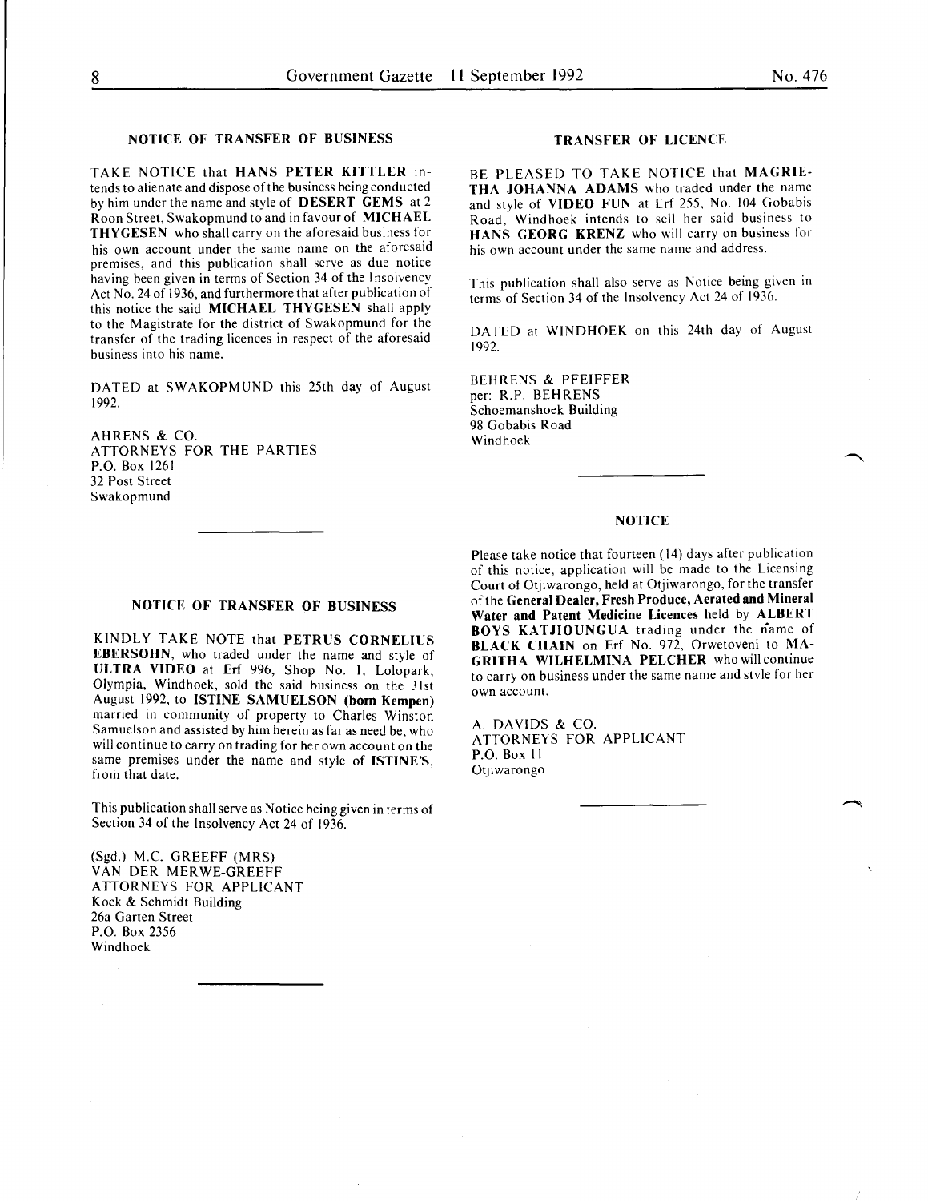## NOTICE OF TRANSFER OF BUSINESS

TAKE NOTICE that **HANS PETER KITTLER** intends to alienate and dispose of the business being conducted by him under the name and style of **DESERT GEMS** at 2 Roon Street, Swakopmund to and in favour of **MICHAEL THYGESEN** who shall carry on the aforesaid business for his own account under the same name on the aforesaid premises, and this publication shall serve as due notice having been given in terms of Section 34 of the Insolvency Act No. 24 of 1936, and furthermore that after publication of this notice the said **MICHAEL THYGESEN** shall apply to the Magistrate for the district of Swakopmund for the transfer of the trading licences in respect of the aforesaid business into his name.

DATED at SWAKOPMUND this 25th day of August 1992.

AHRENS & CO.
ATTORNEYS FOR THE PARTIES
P.O. Box 1261
32 Post Street
Swakopmund

## NOTICE OF TRANSFER OF BUSINESS

KINDLY TAKE NOTE that **PETRUS CORNELIUS EBERSOHN**, who traded under the name and style of **ULTRA VIDEO** at Erf 996, Shop No. 1, Lolopark, Olympia, Windhoek, sold the said business on the 31st August 1992, to **ISTINE SAMUELSON (born Kempen)** married in community of property to Charles Winston Samuelson and assisted by him herein as far as need be, who will continue to carry on trading for her own account on the same premises under the name and style of **ISTINE'S**, from that date.

This publication shall serve as Notice being given in terms of Section 34 of the Insolvency Act 24 of 1936.

(Sgd.) M.C. GREEFF (MRS)
VAN DER MERWE-GREEFF
ATTORNEYS FOR APPLICANT
Kock & Schmidt Building
26a Garten Street
P.O. Box 2356
Windhoek

## TRANSFER OF LICENCE

BE PLEASED TO TAKE NOTICE that **MAGRIETHA JOHANNA ADAMS** who traded under the name and style of **VIDEO FUN** at Erf 255, No. 104 Gobabis Road, Windhoek intends to sell her said business to **HANS GEORG KRENZ** who will carry on business for his own account under the same name and address.

This publication shall also serve as Notice being given in terms of Section 34 of the Insolvency Act 24 of 1936.

DATED at WINDHOEK on this 24th day of August 1992.

BEHRENS & PFEIFFER
per: R.P. BEHRENS
Schoemanshoek Building
98 Gobabis Road
Windhoek

## NOTICE

Please take notice that fourteen (14) days after publication of this notice, application will be made to the Licensing Court of Otjiwarongo, held at Otjiwarongo, for the transfer of the **General Dealer, Fresh Produce, Aerated and Mineral Water and Patent Medicine Licences** held by **ALBERT BOYS KATJIOUNGUA** trading under the name of **BLACK CHAIN** on Erf No. 972, Orwetoveni to **MAGRITHA WILHELMINA PELCHER** who will continue to carry on business under the same name and style for her own account.

A. DAVIDS & CO.
ATTORNEYS FOR APPLICANT
P.O. Box 11
Otjiwarongo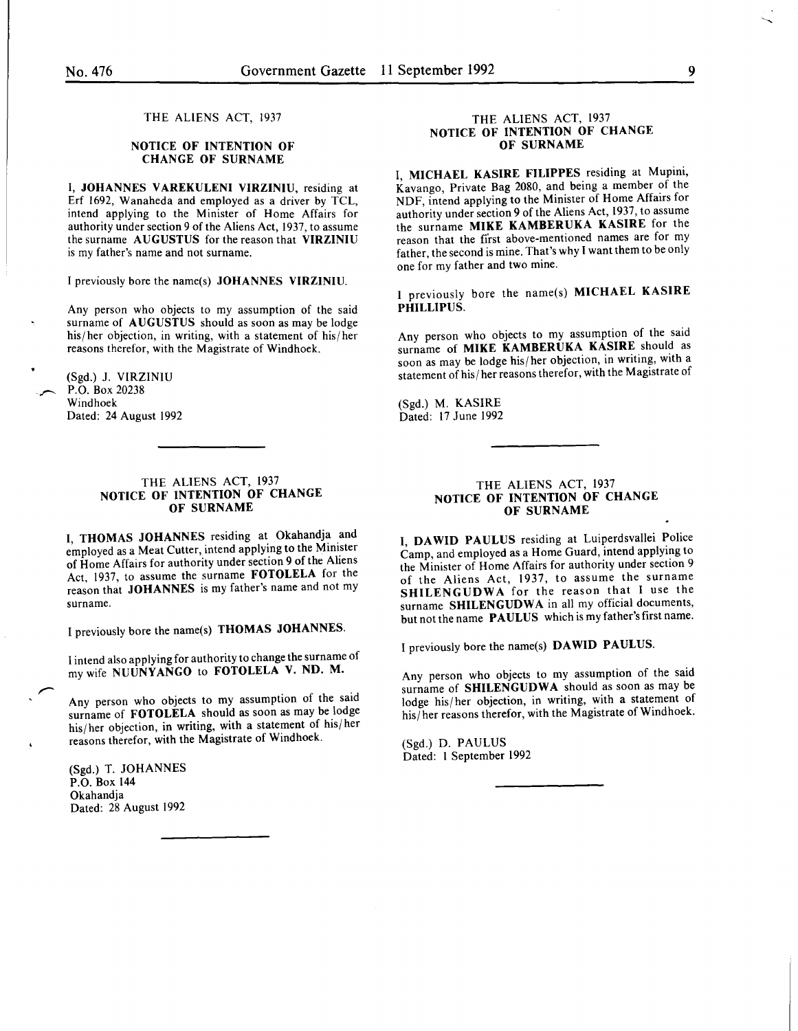## THE ALIENS ACT, 1937

### NOTICE OF INTENTION OF CHANGE OF SURNAME

I, **JOHANNES VAREKULENI VIRZINIU**, residing at Erf 1692, Wanaheda and employed as a driver by TCL, intend applying to the Minister of Home Affairs for authority under section 9 of the Aliens Act, 1937, to assume the surname **AUGUSTUS** for the reason that **VIRZINIU** is my father's name and not surname.

I previously bore the name(s) **JOHANNES VIRZINIU**.

Any person who objects to my assumption of the said surname of **AUGUSTUS** should as soon as may be lodge his/her objection, in writing, with a statement of his/her reasons therefor, with the Magistrate of Windhoek.

(Sgd.) J. VIRZINIU
P.O. Box 20238
Windhoek
Dated: 24 August 1992

## THE ALIENS ACT, 1937

### NOTICE OF INTENTION OF CHANGE OF SURNAME

I, **THOMAS JOHANNES** residing at Okahandja and employed as a Meat Cutter, intend applying to the Minister of Home Affairs for authority under section 9 of the Aliens Act, 1937, to assume the surname **FOTOLELA** for the reason that **JOHANNES** is my father's name and not my surname.

I previously bore the name(s) **THOMAS JOHANNES**.

I intend also applying for authority to change the surname of my wife **NUUNYANGO** to **FOTOLELA V. ND. M.**

Any person who objects to my assumption of the said surname of **FOTOLELA** should as soon as may be lodge his/her objection, in writing, with a statement of his/her reasons therefor, with the Magistrate of Windhoek.

(Sgd.) T. JOHANNES
P.O. Box 144
Okahandja
Dated: 28 August 1992

## THE ALIENS ACT, 1937

### NOTICE OF INTENTION OF CHANGE OF SURNAME

I, **MICHAEL KASIRE FILIPPES** residing at Mupini, Kavango, Private Bag 2080, and being a member of the NDF, intend applying to the Minister of Home Affairs for authority under section 9 of the Aliens Act, 1937, to assume the surname **MIKE KAMBERUKA KASIRE** for the reason that the first above-mentioned names are for my father, the second is mine. That's why I want them to be only one for my father and two mine.

I previously bore the name(s) **MICHAEL KASIRE PHILLIPUS**.

Any person who objects to my assumption of the said surname of **MIKE KAMBERUKA KASIRE** should as soon as may be lodge his/her objection, in writing, with a statement of his/her reasons therefor, with the Magistrate of

(Sgd.) M. KASIRE
Dated: 17 June 1992

## THE ALIENS ACT, 1937

### NOTICE OF INTENTION OF CHANGE OF SURNAME

I, **DAWID PAULUS** residing at Luiperdsvallei Police Camp, and employed as a Home Guard, intend applying to the Minister of Home Affairs for authority under section 9 of the Aliens Act, 1937, to assume the surname **SHILENGUDWA** for the reason that I use the surname **SHILENGUDWA** in all my official documents, but not the name **PAULUS** which is my father's first name.

I previously bore the name(s) **DAWID PAULUS**.

Any person who objects to my assumption of the said surname of **SHILENGUDWA** should as soon as may be lodge his/her objection, in writing, with a statement of his/her reasons therefor, with the Magistrate of Windhoek.

(Sgd.) D. PAULUS
Dated: 1 September 1992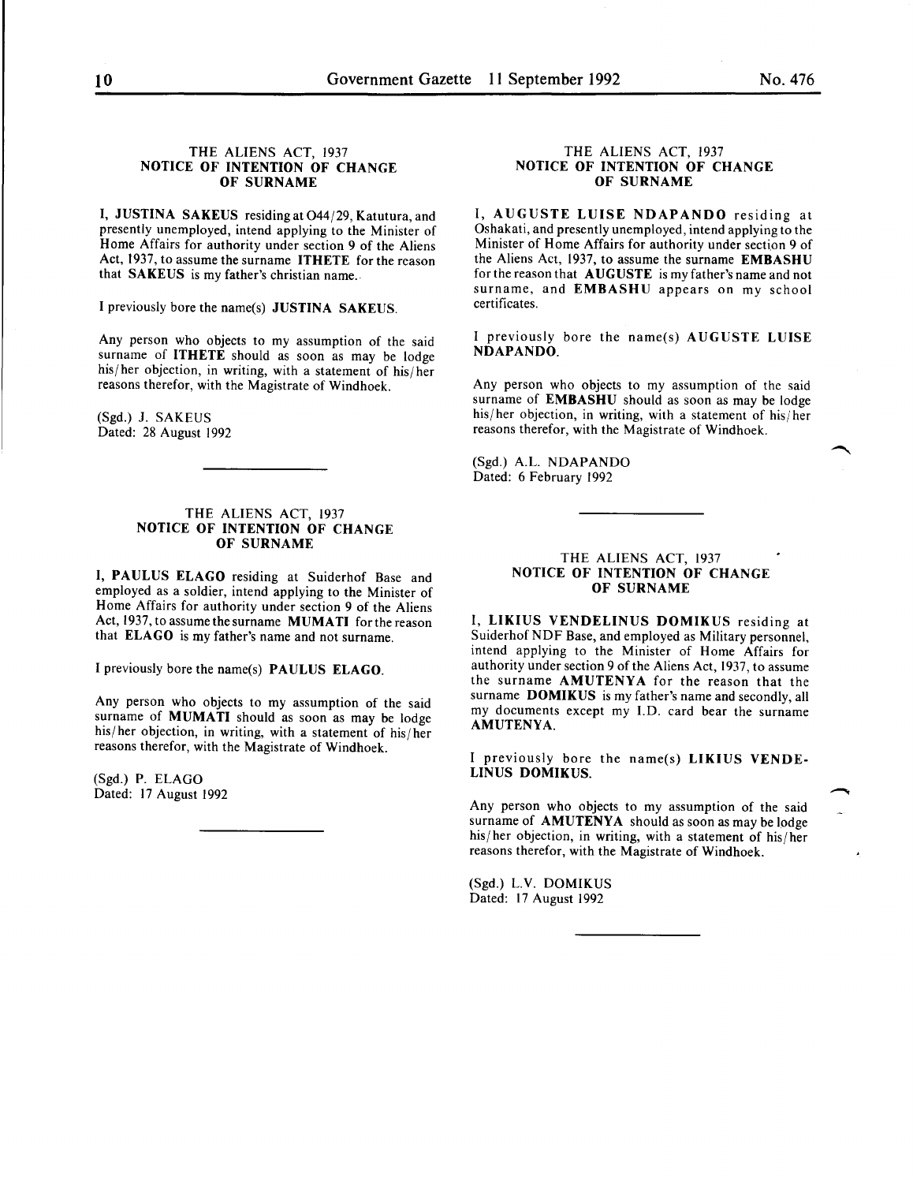### THE ALIENS ACT, 1937
### NOTICE OF INTENTION OF CHANGE OF SURNAME

I, **JUSTINA SAKEUS** residing at O44/29, Katutura, and presently unemployed, intend applying to the Minister of Home Affairs for authority under section 9 of the Aliens Act, 1937, to assume the surname **ITHETE** for the reason that **SAKEUS** is my father's christian name.

I previously bore the name(s) **JUSTINA SAKEUS**.

Any person who objects to my assumption of the said surname of **ITHETE** should as soon as may be lodge his/her objection, in writing, with a statement of his/her reasons therefor, with the Magistrate of Windhoek.

(Sgd.) J. SAKEUS
Dated: 28 August 1992

---

### THE ALIENS ACT, 1937
### NOTICE OF INTENTION OF CHANGE OF SURNAME

I, **PAULUS ELAGO** residing at Suiderhof Base and employed as a soldier, intend applying to the Minister of Home Affairs for authority under section 9 of the Aliens Act, 1937, to assume the surname **MUMATI** for the reason that **ELAGO** is my father's name and not surname.

I previously bore the name(s) **PAULUS ELAGO**.

Any person who objects to my assumption of the said surname of **MUMATI** should as soon as may be lodge his/her objection, in writing, with a statement of his/her reasons therefor, with the Magistrate of Windhoek.

(Sgd.) P. ELAGO
Dated: 17 August 1992

---

### THE ALIENS ACT, 1937
### NOTICE OF INTENTION OF CHANGE OF SURNAME

I, **AUGUSTE LUISE NDAPANDO** residing at Oshakati, and presently unemployed, intend applying to the Minister of Home Affairs for authority under section 9 of the Aliens Act, 1937, to assume the surname **EMBASHU** for the reason that **AUGUSTE** is my father's name and not surname, and **EMBASHU** appears on my school certificates.

I previously bore the name(s) **AUGUSTE LUISE NDAPANDO**.

Any person who objects to my assumption of the said surname of **EMBASHU** should as soon as may be lodge his/her objection, in writing, with a statement of his/her reasons therefor, with the Magistrate of Windhoek.

(Sgd.) A.L. NDAPANDO
Dated: 6 February 1992

---

### THE ALIENS ACT, 1937
### NOTICE OF INTENTION OF CHANGE OF SURNAME

I, **LIKIUS VENDELINUS DOMIKUS** residing at Suiderhof NDF Base, and employed as Military personnel, intend applying to the Minister of Home Affairs for authority under section 9 of the Aliens Act, 1937, to assume the surname **AMUTENYA** for the reason that the surname **DOMIKUS** is my father's name and secondly, all my documents except my I.D. card bear the surname **AMUTENYA**.

I previously bore the name(s) **LIKIUS VENDELINUS DOMIKUS**.

Any person who objects to my assumption of the said surname of **AMUTENYA** should as soon as may be lodge his/her objection, in writing, with a statement of his/her reasons therefor, with the Magistrate of Windhoek.

(Sgd.) L.V. DOMIKUS
Dated: 17 August 1992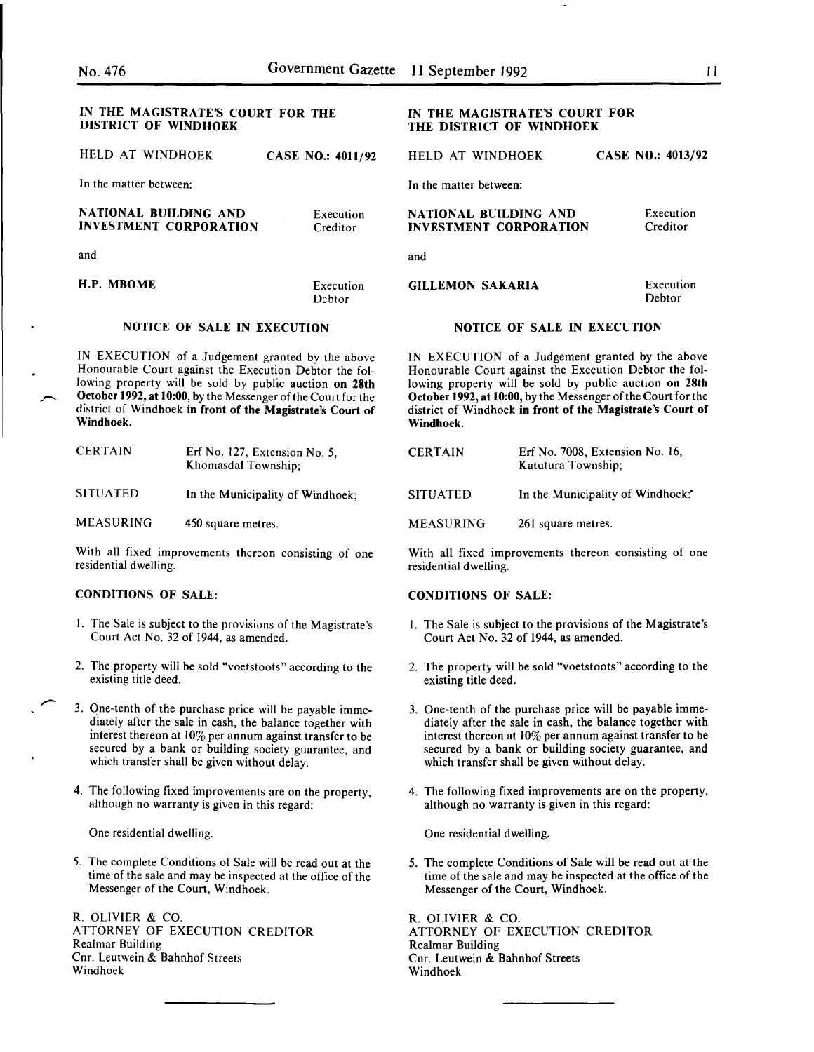## IN THE MAGISTRATE'S COURT FOR THE DISTRICT OF WINDHOEK

HELD AT WINDHOEK **CASE NO.: 4011/92**

In the matter between:

**NATIONAL BUILDING AND INVESTMENT CORPORATION** Execution Creditor

and

**H.P. MBOME** Execution Debtor

### NOTICE OF SALE IN EXECUTION

IN EXECUTION of a Judgement granted by the above Honourable Court against the Execution Debtor the following property will be sold by public auction **on 28th October 1992, at 10:00,** by the Messenger of the Court for the district of Windhoek **in front of the Magistrate's Court of Windhoek.**

| | |
|---|---|
| CERTAIN | Erf No. 127, Extension No. 5, Khomasdal Township; |
| SITUATED | In the Municipality of Windhoek; |
| MEASURING | 450 square metres. |

With all fixed improvements thereon consisting of one residential dwelling.

**CONDITIONS OF SALE:**

1. The Sale is subject to the provisions of the Magistrate's Court Act No. 32 of 1944, as amended.
2. The property will be sold "voetstoots" according to the existing title deed.
3. One-tenth of the purchase price will be payable immediately after the sale in cash, the balance together with interest thereon at 10% per annum against transfer to be secured by a bank or building society guarantee, and which transfer shall be given without delay.
4. The following fixed improvements are on the property, although no warranty is given in this regard:

   One residential dwelling.

5. The complete Conditions of Sale will be read out at the time of the sale and may be inspected at the office of the Messenger of the Court, Windhoek.

R. OLIVIER & CO.
ATTORNEY OF EXECUTION CREDITOR
Realmar Building
Cnr. Leutwein & Bahnhof Streets
Windhoek

---

## IN THE MAGISTRATE'S COURT FOR THE DISTRICT OF WINDHOEK

HELD AT WINDHOEK **CASE NO.: 4013/92**

In the matter between:

**NATIONAL BUILDING AND INVESTMENT CORPORATION** Execution Creditor

and

**GILLEMON SAKARIA** Execution Debtor

### NOTICE OF SALE IN EXECUTION

IN EXECUTION of a Judgement granted by the above Honourable Court against the Execution Debtor the following property will be sold by public auction **on 28th October 1992, at 10:00,** by the Messenger of the Court for the district of Windhoek **in front of the Magistrate's Court of Windhoek.**

| | |
|---|---|
| CERTAIN | Erf No. 7008, Extension No. 16, Katutura Township; |
| SITUATED | In the Municipality of Windhoek; |
| MEASURING | 261 square metres. |

With all fixed improvements thereon consisting of one residential dwelling.

**CONDITIONS OF SALE:**

1. The Sale is subject to the provisions of the Magistrate's Court Act No. 32 of 1944, as amended.
2. The property will be sold "voetstoots" according to the existing title deed.
3. One-tenth of the purchase price will be payable immediately after the sale in cash, the balance together with interest thereon at 10% per annum against transfer to be secured by a bank or building society guarantee, and which transfer shall be given without delay.
4. The following fixed improvements are on the property, although no warranty is given in this regard:

   One residential dwelling.

5. The complete Conditions of Sale will be read out at the time of the sale and may be inspected at the office of the Messenger of the Court, Windhoek.

R. OLIVIER & CO.
ATTORNEY OF EXECUTION CREDITOR
Realmar Building
Cnr. Leutwein & Bahnhof Streets
Windhoek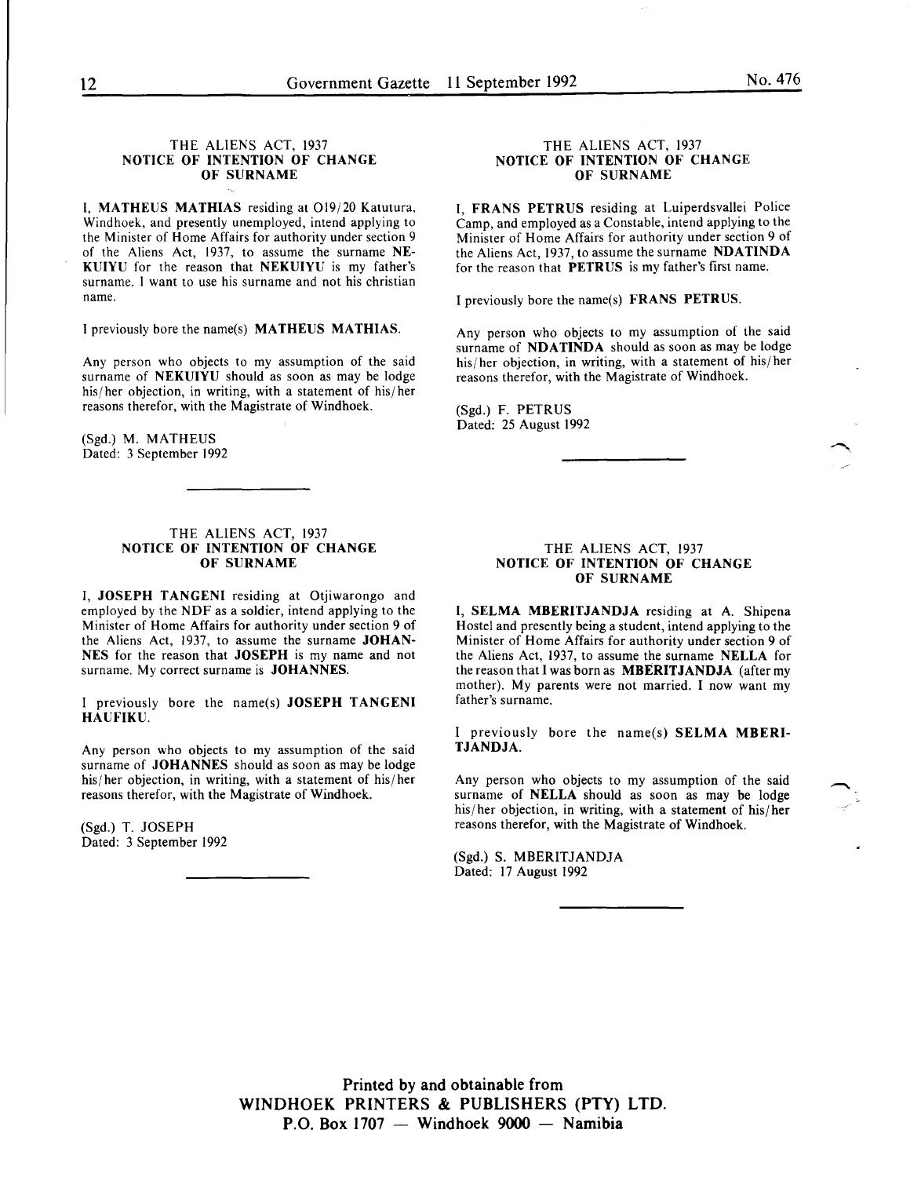### THE ALIENS ACT, 1937
### NOTICE OF INTENTION OF CHANGE OF SURNAME

I, **MATHEUS MATHIAS** residing at O19/20 Katutura, Windhoek, and presently unemployed, intend applying to the Minister of Home Affairs for authority under section 9 of the Aliens Act, 1937, to assume the surname **NEKUIYU** for the reason that **NEKUIYU** is my father's surname. I want to use his surname and not his christian name.

I previously bore the name(s) **MATHEUS MATHIAS**.

Any person who objects to my assumption of the said surname of **NEKUIYU** should as soon as may be lodge his/her objection, in writing, with a statement of his/her reasons therefor, with the Magistrate of Windhoek.

(Sgd.) M. MATHEUS
Dated: 3 September 1992

---

### THE ALIENS ACT, 1937
### NOTICE OF INTENTION OF CHANGE OF SURNAME

I, **JOSEPH TANGENI** residing at Otjiwarongo and employed by the NDF as a soldier, intend applying to the Minister of Home Affairs for authority under section 9 of the Aliens Act, 1937, to assume the surname **JOHANNES** for the reason that **JOSEPH** is my name and not surname. My correct surname is **JOHANNES**.

I previously bore the name(s) **JOSEPH TANGENI HAUFIKU**.

Any person who objects to my assumption of the said surname of **JOHANNES** should as soon as may be lodge his/her objection, in writing, with a statement of his/her reasons therefor, with the Magistrate of Windhoek.

(Sgd.) T. JOSEPH
Dated: 3 September 1992

---

### THE ALIENS ACT, 1937
### NOTICE OF INTENTION OF CHANGE OF SURNAME

I, **FRANS PETRUS** residing at Luiperdsvallei Police Camp, and employed as a Constable, intend applying to the Minister of Home Affairs for authority under section 9 of the Aliens Act, 1937, to assume the surname **NDATINDA** for the reason that **PETRUS** is my father's first name.

I previously bore the name(s) **FRANS PETRUS**.

Any person who objects to my assumption of the said surname of **NDATINDA** should as soon as may be lodge his/her objection, in writing, with a statement of his/her reasons therefor, with the Magistrate of Windhoek.

(Sgd.) F. PETRUS
Dated: 25 August 1992

---

### THE ALIENS ACT, 1937
### NOTICE OF INTENTION OF CHANGE OF SURNAME

I, **SELMA MBERITJANDJA** residing at A. Shipena Hostel and presently being a student, intend applying to the Minister of Home Affairs for authority under section 9 of the Aliens Act, 1937, to assume the surname **NELLA** for the reason that I was born as **MBERITJANDJA** (after my mother). My parents were not married. I now want my father's surname.

I previously bore the name(s) **SELMA MBERITJANDJA**.

Any person who objects to my assumption of the said surname of **NELLA** should as soon as may be lodge his/her objection, in writing, with a statement of his/her reasons therefor, with the Magistrate of Windhoek.

(Sgd.) S. MBERITJANDJA
Dated: 17 August 1992

---

**Printed by and obtainable from**
**WINDHOEK PRINTERS & PUBLISHERS (PTY) LTD.**
**P.O. Box 1707 — Windhoek 9000 — Namibia**